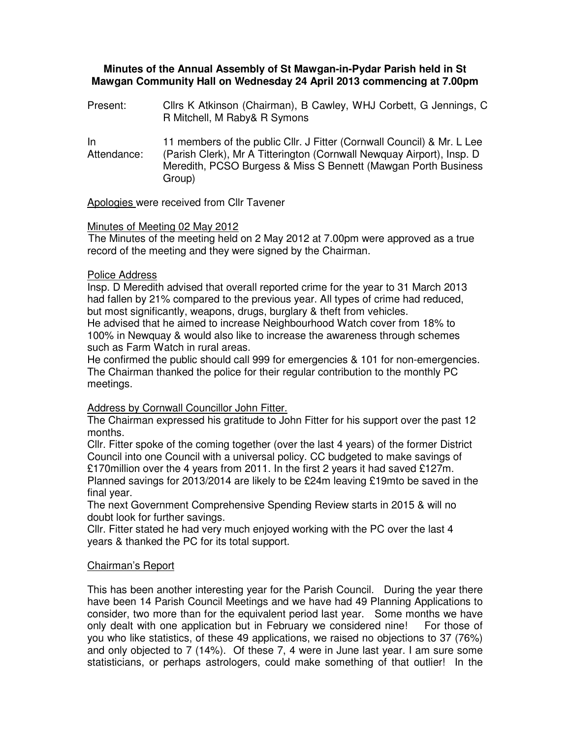**Minutes of the Annual Assembly of St Mawgan-in-Pydar Parish held in St Mawgan Community Hall on Wednesday 24 April 2013 commencing at 7.00pm**

Present: Cllrs K Atkinson (Chairman), B Cawley, WHJ Corbett, G Jennings, C R Mitchell, M Raby& R Symons

In Attendance: 11 members of the public Cllr. J Fitter (Cornwall Council) & Mr. L Lee (Parish Clerk), Mr A Titterington (Cornwall Newquay Airport), Insp. D Meredith, PCSO Burgess & Miss S Bennett (Mawgan Porth Business Group)

Apologies were received from Cllr Tavener

Minutes of Meeting 02 May 2012

The Minutes of the meeting held on 2 May 2012 at 7.00pm were approved as a true record of the meeting and they were signed by the Chairman.

Police Address

Insp. D Meredith advised that overall reported crime for the year to 31 March 2013 had fallen by 21% compared to the previous year. All types of crime had reduced, but most significantly, weapons, drugs, burglary & theft from vehicles.

He advised that he aimed to increase Neighbourhood Watch cover from 18% to 100% in Newquay & would also like to increase the awareness through schemes such as Farm Watch in rural areas.

He confirmed the public should call 999 for emergencies & 101 for non-emergencies.

The Chairman thanked the police for their regular contribution to the monthly PC meetings.

Address by Cornwall Councillor John Fitter.

The Chairman expressed his gratitude to John Fitter for his support over the past 12 months.

Cllr. Fitter spoke of the coming together (over the last 4 years) of the former District Council into one Council with a universal policy. CC budgeted to make savings of £170million over the 4 years from 2011. In the first 2 years it had saved £127m. Planned savings for 2013/2014 are likely to be £24m leaving £19mto be saved in the final year.

The next Government Comprehensive Spending Review starts in 2015 & will no doubt look for further savings.

Cllr. Fitter stated he had very much enjoyed working with the PC over the last 4 years & thanked the PC for its total support.

Chairman's Report

This has been another interesting year for the Parish Council. During the year there have been 14 Parish Council Meetings and we have had 49 Planning Applications to consider, two more than for the equivalent period last year. Some months we have only dealt with one application but in February we considered nine! For those of you who like statistics, of these 49 applications, we raised no objections to 37 (76%) and only objected to 7 (14%). Of these 7, 4 were in June last year. I am sure some statisticians, or perhaps astrologers, could make something of that outlier! In the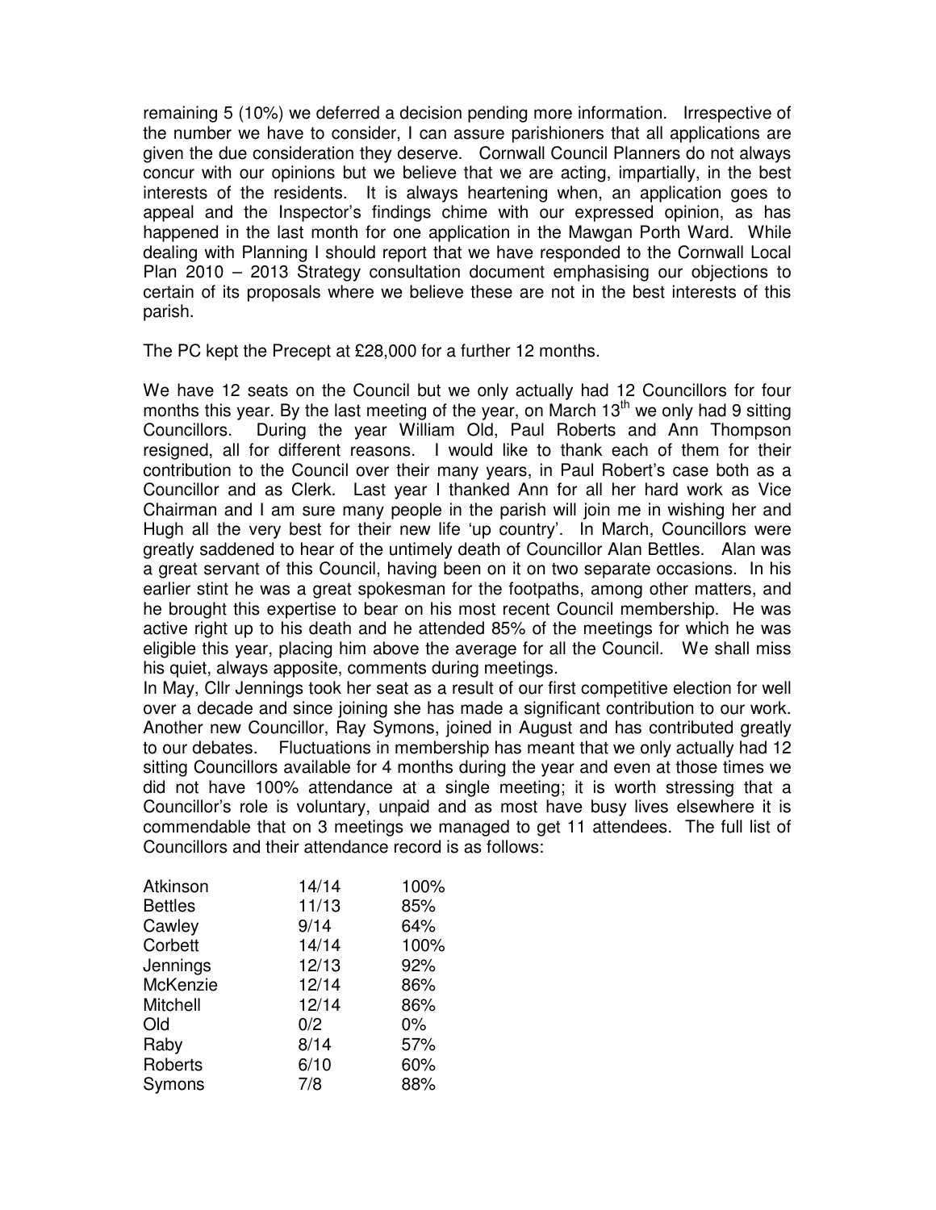remaining 5 (10%) we deferred a decision pending more information. Irrespective of the number we have to consider, I can assure parishioners that all applications are given the due consideration they deserve. Cornwall Council Planners do not always concur with our opinions but we believe that we are acting, impartially, in the best interests of the residents. It is always heartening when, an application goes to appeal and the Inspector's findings chime with our expressed opinion, as has happened in the last month for one application in the Mawgan Porth Ward. While dealing with Planning I should report that we have responded to the Cornwall Local Plan 2010 – 2013 Strategy consultation document emphasising our objections to certain of its proposals where we believe these are not in the best interests of this parish.

The PC kept the Precept at £28,000 for a further 12 months.

We have 12 seats on the Council but we only actually had 12 Councillors for four months this year. By the last meeting of the year, on March 13th we only had 9 sitting Councillors. During the year William Old, Paul Roberts and Ann Thompson resigned, all for different reasons. I would like to thank each of them for their contribution to the Council over their many years, in Paul Robert's case both as a Councillor and as Clerk. Last year I thanked Ann for all her hard work as Vice Chairman and I am sure many people in the parish will join me in wishing her and Hugh all the very best for their new life 'up country'. In March, Councillors were greatly saddened to hear of the untimely death of Councillor Alan Bettles. Alan was a great servant of this Council, having been on it on two separate occasions. In his earlier stint he was a great spokesman for the footpaths, among other matters, and he brought this expertise to bear on his most recent Council membership. He was active right up to his death and he attended 85% of the meetings for which he was eligible this year, placing him above the average for all the Council. We shall miss his quiet, always apposite, comments during meetings.

In May, Cllr Jennings took her seat as a result of our first competitive election for well over a decade and since joining she has made a significant contribution to our work. Another new Councillor, Ray Symons, joined in August and has contributed greatly to our debates. Fluctuations in membership has meant that we only actually had 12 sitting Councillors available for 4 months during the year and even at those times we did not have 100% attendance at a single meeting; it is worth stressing that a Councillor's role is voluntary, unpaid and as most have busy lives elsewhere it is commendable that on 3 meetings we managed to get 11 attendees. The full list of Councillors and their attendance record is as follows:

| | | |
|---|---|---|
| Atkinson | 14/14 | 100% |
| Bettles | 11/13 | 85% |
| Cawley | 9/14 | 64% |
| Corbett | 14/14 | 100% |
| Jennings | 12/13 | 92% |
| McKenzie | 12/14 | 86% |
| Mitchell | 12/14 | 86% |
| Old | 0/2 | 0% |
| Raby | 8/14 | 57% |
| Roberts | 6/10 | 60% |
| Symons | 7/8 | 88% |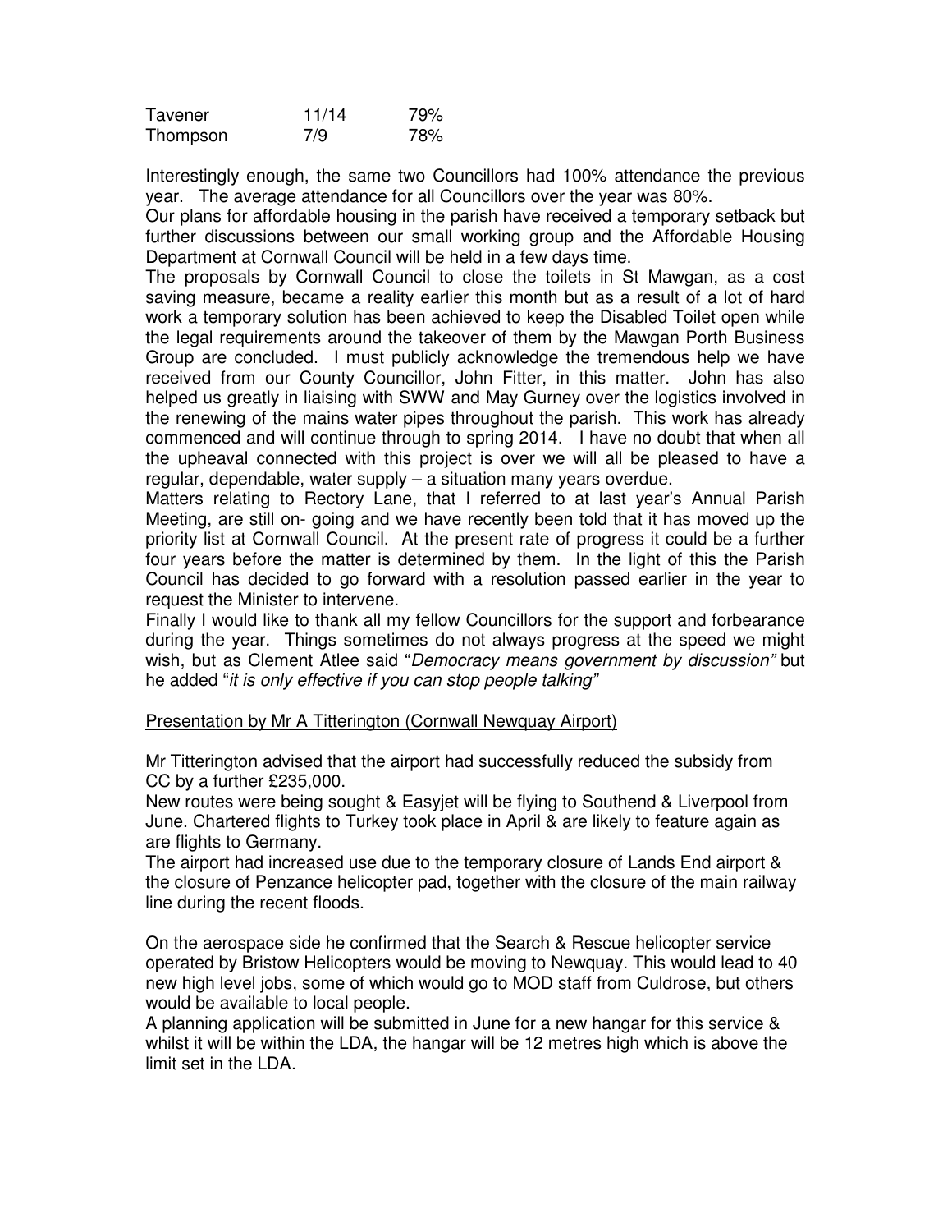| | | |
|---|---|---|
| Tavener | 11/14 | 79% |
| Thompson | 7/9 | 78% |

Interestingly enough, the same two Councillors had 100% attendance the previous year. The average attendance for all Councillors over the year was 80%.

Our plans for affordable housing in the parish have received a temporary setback but further discussions between our small working group and the Affordable Housing Department at Cornwall Council will be held in a few days time.

The proposals by Cornwall Council to close the toilets in St Mawgan, as a cost saving measure, became a reality earlier this month but as a result of a lot of hard work a temporary solution has been achieved to keep the Disabled Toilet open while the legal requirements around the takeover of them by the Mawgan Porth Business Group are concluded. I must publicly acknowledge the tremendous help we have received from our County Councillor, John Fitter, in this matter. John has also helped us greatly in liaising with SWW and May Gurney over the logistics involved in the renewing of the mains water pipes throughout the parish. This work has already commenced and will continue through to spring 2014. I have no doubt that when all the upheaval connected with this project is over we will all be pleased to have a regular, dependable, water supply – a situation many years overdue.

Matters relating to Rectory Lane, that I referred to at last year's Annual Parish Meeting, are still on- going and we have recently been told that it has moved up the priority list at Cornwall Council. At the present rate of progress it could be a further four years before the matter is determined by them. In the light of this the Parish Council has decided to go forward with a resolution passed earlier in the year to request the Minister to intervene.

Finally I would like to thank all my fellow Councillors for the support and forbearance during the year. Things sometimes do not always progress at the speed we might wish, but as Clement Atlee said "*Democracy means government by discussion"* but he added "*it is only effective if you can stop people talking"*

<u>Presentation by Mr A Titterington (Cornwall Newquay Airport)</u>

Mr Titterington advised that the airport had successfully reduced the subsidy from CC by a further £235,000.

New routes were being sought & Easyjet will be flying to Southend & Liverpool from June. Chartered flights to Turkey took place in April & are likely to feature again as are flights to Germany.

The airport had increased use due to the temporary closure of Lands End airport & the closure of Penzance helicopter pad, together with the closure of the main railway line during the recent floods.

On the aerospace side he confirmed that the Search & Rescue helicopter service operated by Bristow Helicopters would be moving to Newquay. This would lead to 40 new high level jobs, some of which would go to MOD staff from Culdrose, but others would be available to local people.

A planning application will be submitted in June for a new hangar for this service & whilst it will be within the LDA, the hangar will be 12 metres high which is above the limit set in the LDA.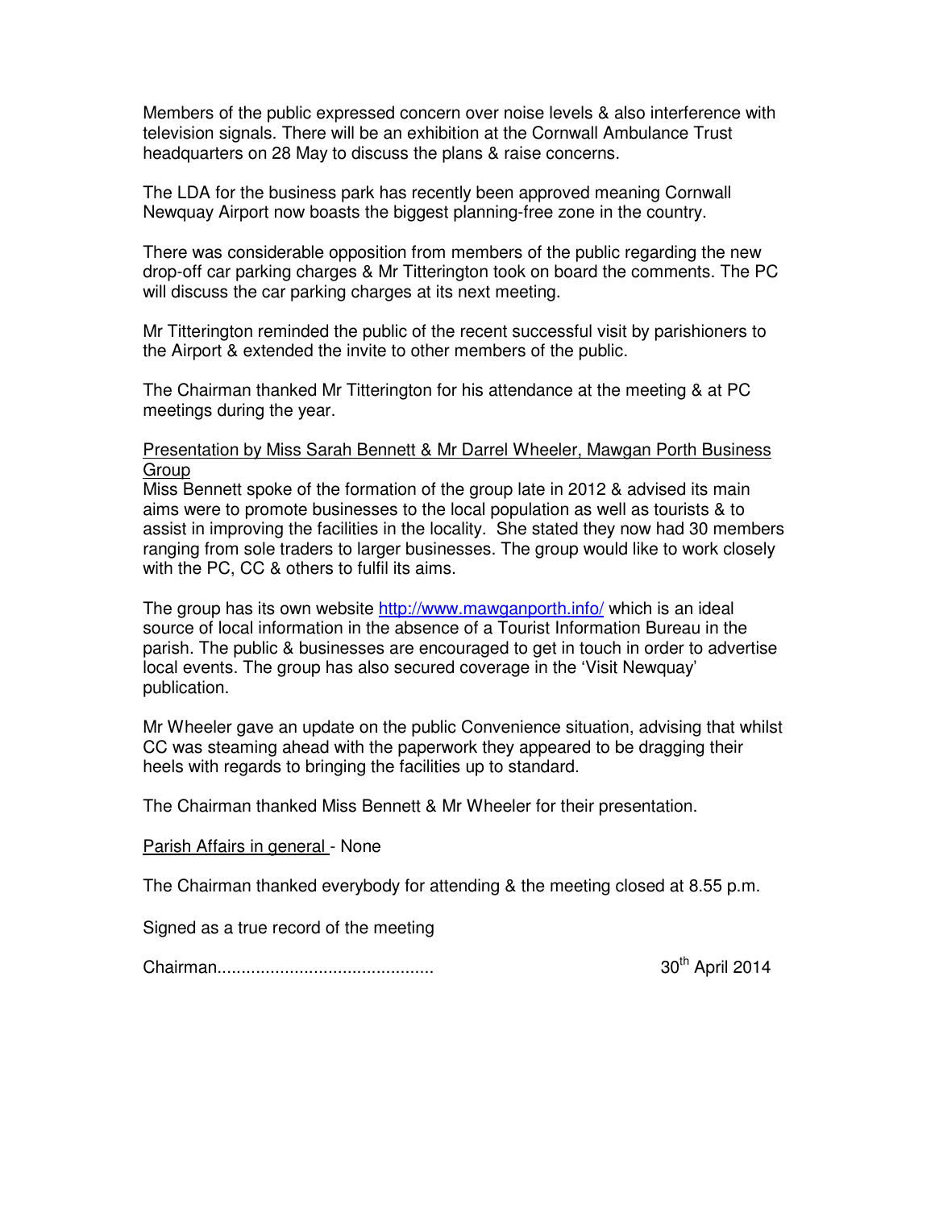Members of the public expressed concern over noise levels & also interference with television signals. There will be an exhibition at the Cornwall Ambulance Trust headquarters on 28 May to discuss the plans & raise concerns.

The LDA for the business park has recently been approved meaning Cornwall Newquay Airport now boasts the biggest planning-free zone in the country.

There was considerable opposition from members of the public regarding the new drop-off car parking charges & Mr Titterington took on board the comments. The PC will discuss the car parking charges at its next meeting.

Mr Titterington reminded the public of the recent successful visit by parishioners to the Airport & extended the invite to other members of the public.

The Chairman thanked Mr Titterington for his attendance at the meeting & at PC meetings during the year.

Presentation by Miss Sarah Bennett & Mr Darrel Wheeler, Mawgan Porth Business Group

Miss Bennett spoke of the formation of the group late in 2012 & advised its main aims were to promote businesses to the local population as well as tourists & to assist in improving the facilities in the locality. She stated they now had 30 members ranging from sole traders to larger businesses. The group would like to work closely with the PC, CC & others to fulfil its aims.

The group has its own website http://www.mawganporth.info/ which is an ideal source of local information in the absence of a Tourist Information Bureau in the parish. The public & businesses are encouraged to get in touch in order to advertise local events. The group has also secured coverage in the 'Visit Newquay' publication.

Mr Wheeler gave an update on the public Convenience situation, advising that whilst CC was steaming ahead with the paperwork they appeared to be dragging their heels with regards to bringing the facilities up to standard.

The Chairman thanked Miss Bennett & Mr Wheeler for their presentation.

Parish Affairs in general - None

The Chairman thanked everybody for attending & the meeting closed at 8.55 p.m.

Signed as a true record of the meeting

Chairman............................................ 30th April 2014